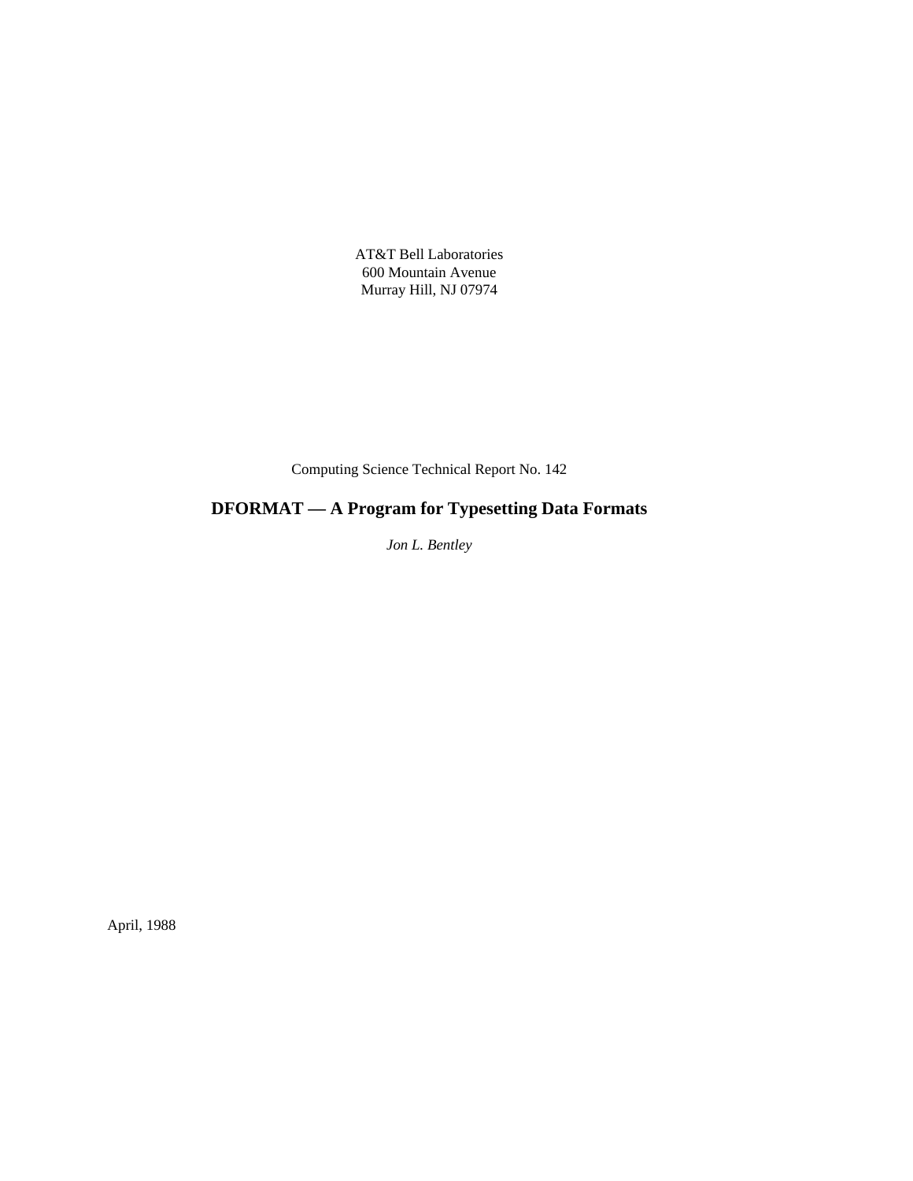AT&T Bell Laboratories
600 Mountain Avenue
Murray Hill, NJ 07974

Computing Science Technical Report No. 142

# DFORMAT — A Program for Typesetting Data Formats

*Jon L. Bentley*

April, 1988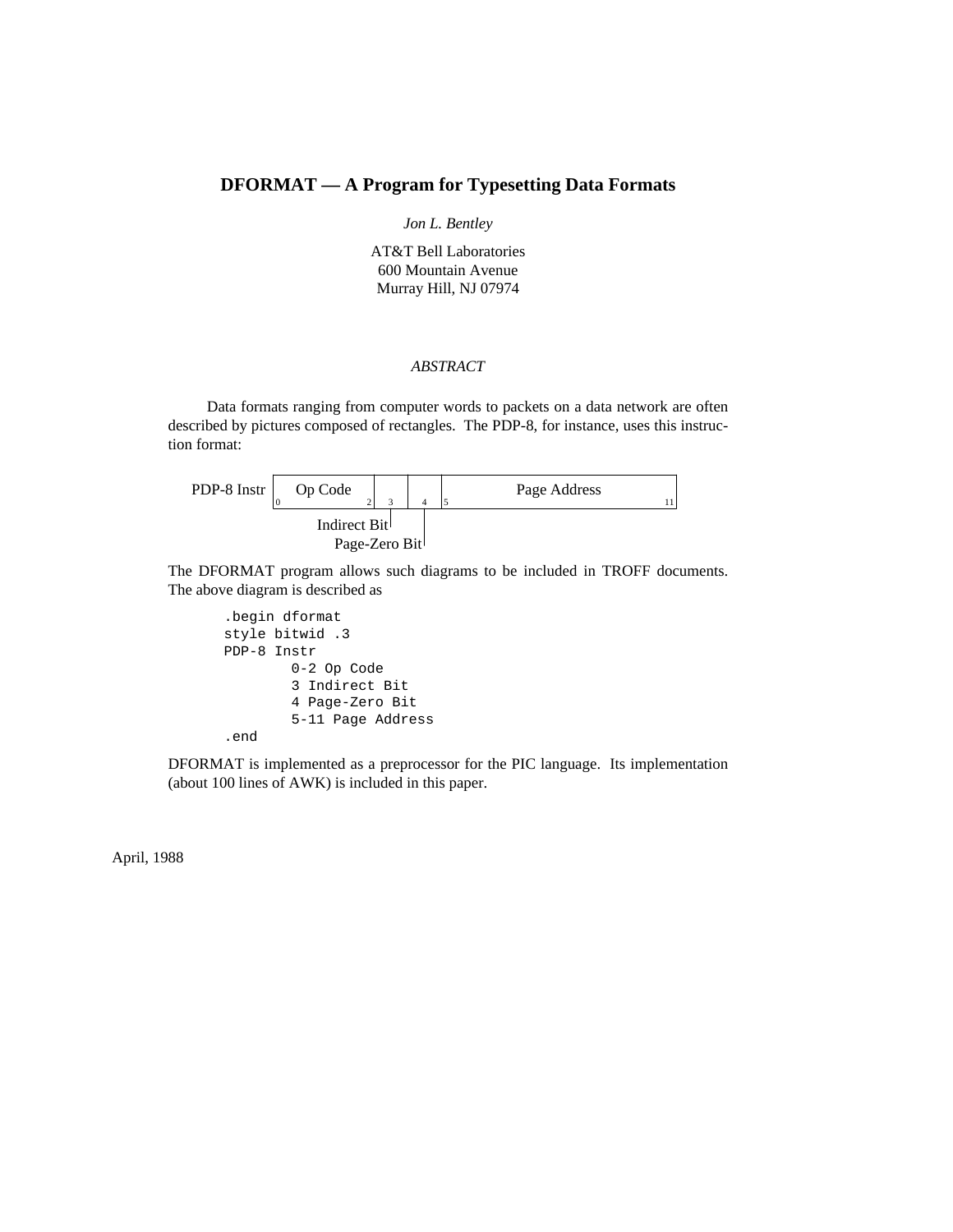# DFORMAT — A Program for Typesetting Data Formats

*Jon L. Bentley*

AT&T Bell Laboratories
600 Mountain Avenue
Murray Hill, NJ 07974

*ABSTRACT*

Data formats ranging from computer words to packets on a data network are often described by pictures composed of rectangles. The PDP-8, for instance, uses this instruction format:

```
PDP-8 Instr | Op Code   |   |   |       Page Address        |
            |0         2| 3 | 4 |5                        11|
               Indirect Bit|   |
                  Page-Zero Bit|
```

The DFORMAT program allows such diagrams to be included in TROFF documents. The above diagram is described as

```
.begin dformat
style bitwid .3
PDP-8 Instr
        0-2 Op Code
        3 Indirect Bit
        4 Page-Zero Bit
        5-11 Page Address
.end
```

DFORMAT is implemented as a preprocessor for the PIC language. Its implementation (about 100 lines of AWK) is included in this paper.

April, 1988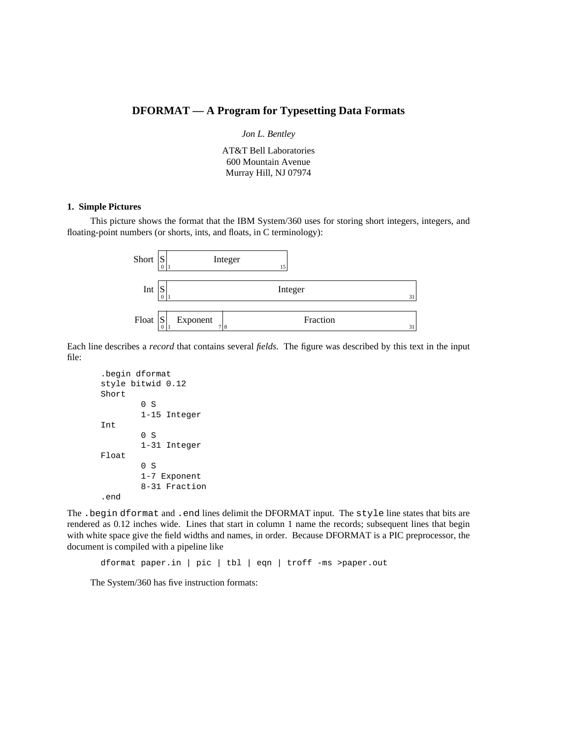# DFORMAT — A Program for Typesetting Data Formats

*Jon L. Bentley*

AT&T Bell Laboratories
600 Mountain Avenue
Murray Hill, NJ 07974

### 1. Simple Pictures

This picture shows the format that the IBM System/360 uses for storing short integers, integers, and floating-point numbers (or shorts, ints, and floats, in C terminology):

| Record | Fields |
|---|---|
| Short | S (0) \| Integer (1–15) |
| Int | S (0) \| Integer (1–31) |
| Float | S (0) \| Exponent (1–7) \| Fraction (8–31) |

Each line describes a *record* that contains several *fields*. The figure was described by this text in the input file:

```
.begin dformat
style bitwid 0.12
Short
        0 S
        1-15 Integer
Int
        0 S
        1-31 Integer
Float
        0 S
        1-7 Exponent
        8-31 Fraction
.end
```

The `.begin dformat` and `.end` lines delimit the DFORMAT input. The `style` line states that bits are rendered as 0.12 inches wide. Lines that start in column 1 name the records; subsequent lines that begin with white space give the field widths and names, in order. Because DFORMAT is a PIC preprocessor, the document is compiled with a pipeline like

```
dformat paper.in | pic | tbl | eqn | troff -ms >paper.out
```

The System/360 has five instruction formats: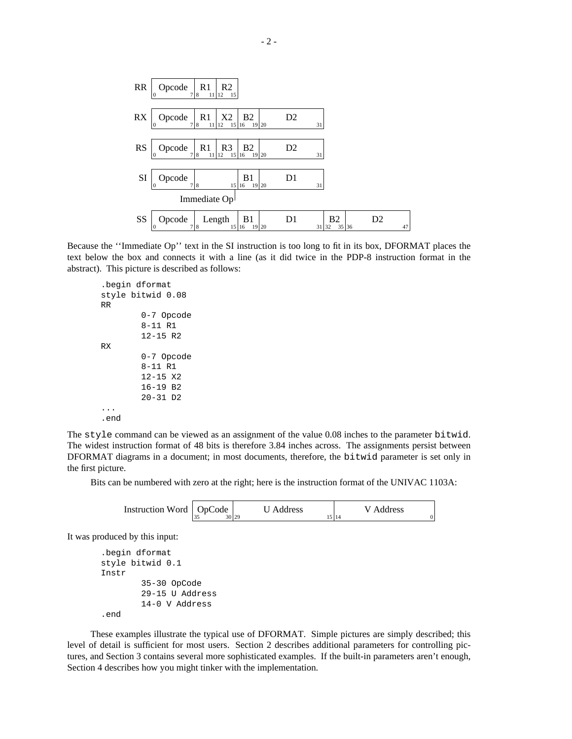| Format | Fields |
|---|---|
| RR | Opcode (0–7), R1 (8–11), R2 (12–15) |
| RX | Opcode (0–7), R1 (8–11), X2 (12–15), B2 (16–19), D2 (20–31) |
| RS | Opcode (0–7), R1 (8–11), R3 (12–15), B2 (16–19), D2 (20–31) |
| SI | Opcode (0–7), Immediate Op (8–15), B1 (16–19), D1 (20–31) |
| SS | Opcode (0–7), Length (8–15), B1 (16–19), D1 (20–31), B2 (32–35), D2 (36–47) |

Because the ''Immediate Op'' text in the SI instruction is too long to fit in its box, DFORMAT places the text below the box and connects it with a line (as it did twice in the PDP-8 instruction format in the abstract). This picture is described as follows:

```
.begin dformat
style bitwid 0.08
RR
        0-7 Opcode
        8-11 R1
        12-15 R2
RX
        0-7 Opcode
        8-11 R1
        12-15 X2
        16-19 B2
        20-31 D2
...
.end
```

The `style` command can be viewed as an assignment of the value 0.08 inches to the parameter `bitwid`. The widest instruction format of 48 bits is therefore 3.84 inches across. The assignments persist between DFORMAT diagrams in a document; in most documents, therefore, the `bitwid` parameter is set only in the first picture.

Bits can be numbered with zero at the right; here is the instruction format of the UNIVAC 1103A:

| Instruction Word | | |
|---|---|---|
| OpCode (35–30) | U Address (29–15) | V Address (14–0) |

It was produced by this input:

```
.begin dformat
style bitwid 0.1
Instr
        35-30 OpCode
        29-15 U Address
        14-0 V Address
.end
```

These examples illustrate the typical use of DFORMAT. Simple pictures are simply described; this level of detail is sufficient for most users. Section 2 describes additional parameters for controlling pictures, and Section 3 contains several more sophisticated examples. If the built-in parameters aren't enough, Section 4 describes how you might tinker with the implementation.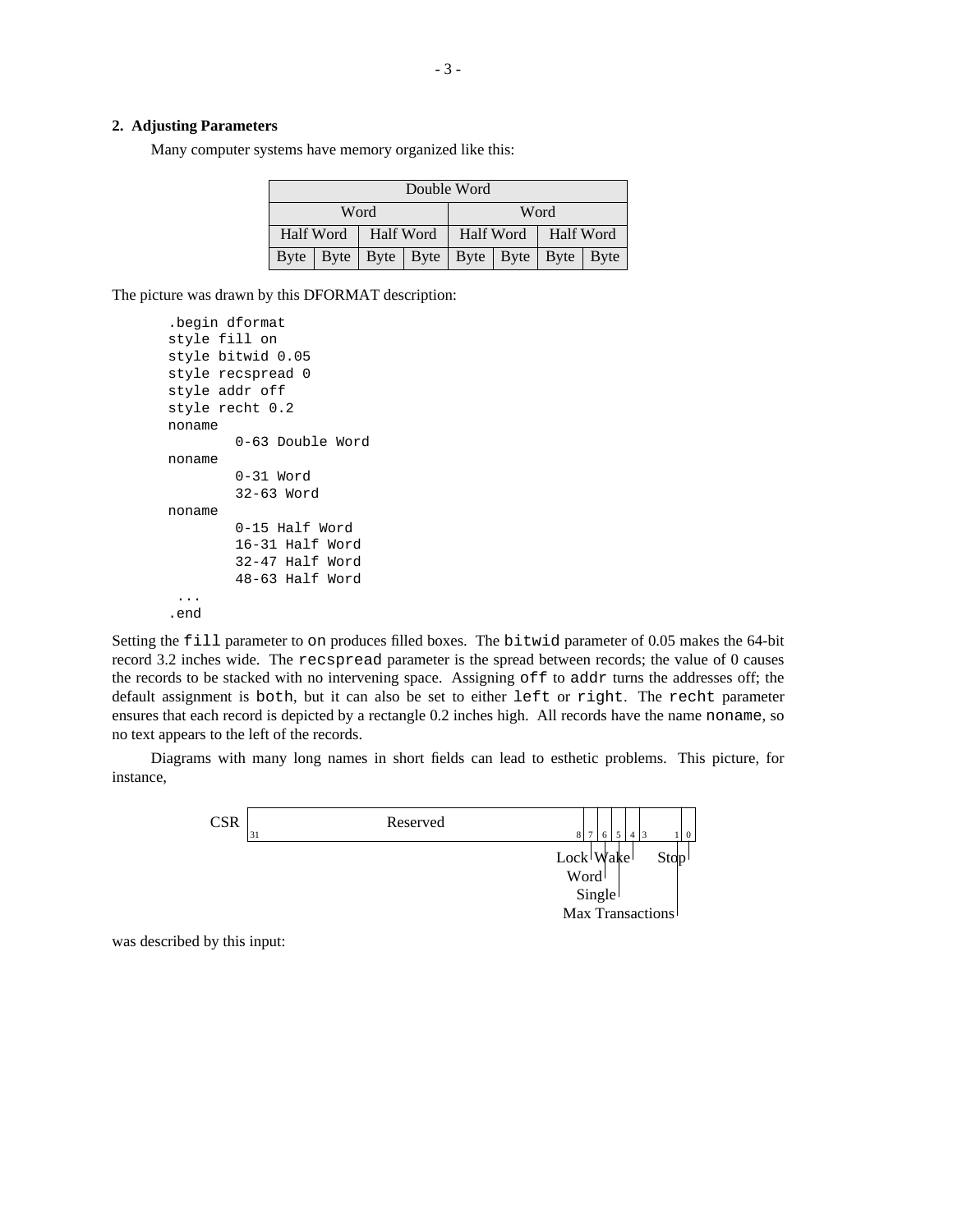## 2. Adjusting Parameters

Many computer systems have memory organized like this:

| Double Word | | | | | | | |
|---|---|---|---|---|---|---|---|
| Word | | | | Word | | | |
| Half Word | | Half Word | | Half Word | | Half Word | |
| Byte | Byte | Byte | Byte | Byte | Byte | Byte | Byte |

The picture was drawn by this DFORMAT description:

```
.begin dformat
style fill on
style bitwid 0.05
style recspread 0
style addr off
style recht 0.2
noname
        0-63 Double Word
noname
        0-31 Word
        32-63 Word
noname
        0-15 Half Word
        16-31 Half Word
        32-47 Half Word
        48-63 Half Word
 ...
.end
```

Setting the `fill` parameter to `on` produces filled boxes. The `bitwid` parameter of 0.05 makes the 64-bit record 3.2 inches wide. The `recspread` parameter is the spread between records; the value of 0 causes the records to be stacked with no intervening space. Assigning `off` to `addr` turns the addresses off; the default assignment is `both`, but it can also be set to either `left` or `right`. The `recht` parameter ensures that each record is depicted by a rectangle 0.2 inches high. All records have the name `noname`, so no text appears to the left of the records.

Diagrams with many long names in short fields can lead to esthetic problems. This picture, for instance,

```
CSR |31            Reserved            8|7|6|5|4|3   1|0|
                                    Lock|Wake|        Stop|
                                       Word|
                                         Single|
                                   Max Transactions|
```

was described by this input: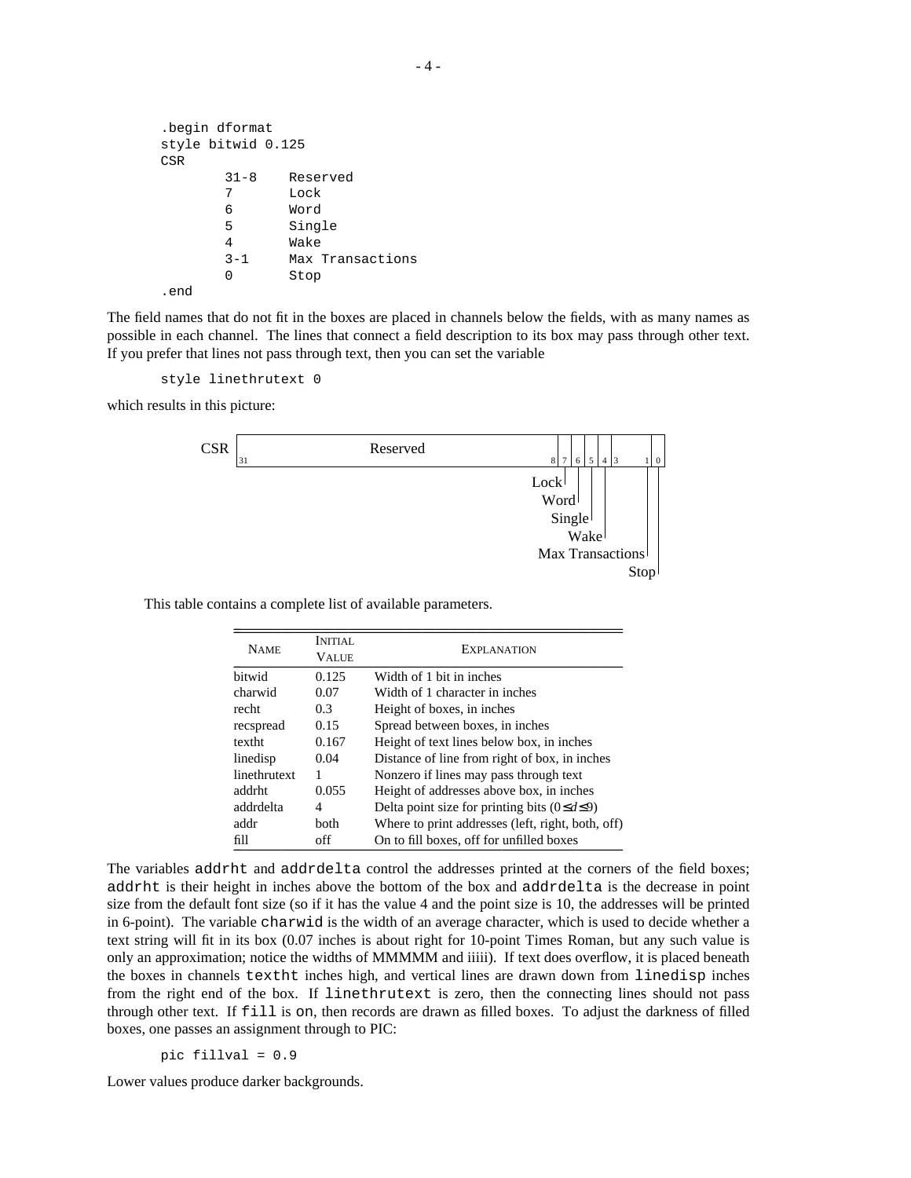```
.begin dformat
style bitwid 0.125
CSR
        31-8    Reserved
        7       Lock
        6       Word
        5       Single
        4       Wake
        3-1     Max Transactions
        0       Stop
.end
```

The field names that do not fit in the boxes are placed in channels below the fields, with as many names as possible in each channel. The lines that connect a field description to its box may pass through other text. If you prefer that lines not pass through text, then you can set the variable

```
style linethrutext 0
```

which results in this picture:

```
CSR [31        Reserved        8|7|6|5|4|3    1|0]
                           Lock|  | | |       |
                            Word| | | |       |
                             Single| |       |
                                Wake|        |
                        Max Transactions|    |
                                       Stop|
```

This table contains a complete list of available parameters.

| NAME | INITIAL VALUE | EXPLANATION |
|---|---|---|
| bitwid | 0.125 | Width of 1 bit in inches |
| charwid | 0.07 | Width of 1 character in inches |
| recht | 0.3 | Height of boxes, in inches |
| recspread | 0.15 | Spread between boxes, in inches |
| textht | 0.167 | Height of text lines below box, in inches |
| linedisp | 0.04 | Distance of line from right of box, in inches |
| linethrutext | 1 | Nonzero if lines may pass through text |
| addrht | 0.055 | Height of addresses above box, in inches |
| addrdelta | 4 | Delta point size for printing bits ($0 \le d \le 9$) |
| addr | both | Where to print addresses (left, right, both, off) |
| fill | off | On to fill boxes, off for unfilled boxes |

The variables `addrht` and `addrdelta` control the addresses printed at the corners of the field boxes; `addrht` is their height in inches above the bottom of the box and `addrdelta` is the decrease in point size from the default font size (so if it has the value 4 and the point size is 10, the addresses will be printed in 6-point). The variable `charwid` is the width of an average character, which is used to decide whether a text string will fit in its box (0.07 inches is about right for 10-point Times Roman, but any such value is only an approximation; notice the widths of MMMMM and iiiii). If text does overflow, it is placed beneath the boxes in channels `textht` inches high, and vertical lines are drawn down from `linedisp` inches from the right end of the box. If `linethrutext` is zero, then the connecting lines should not pass through other text. If `fill` is `on`, then records are drawn as filled boxes. To adjust the darkness of filled boxes, one passes an assignment through to PIC:

```
pic fillval = 0.9
```

Lower values produce darker backgrounds.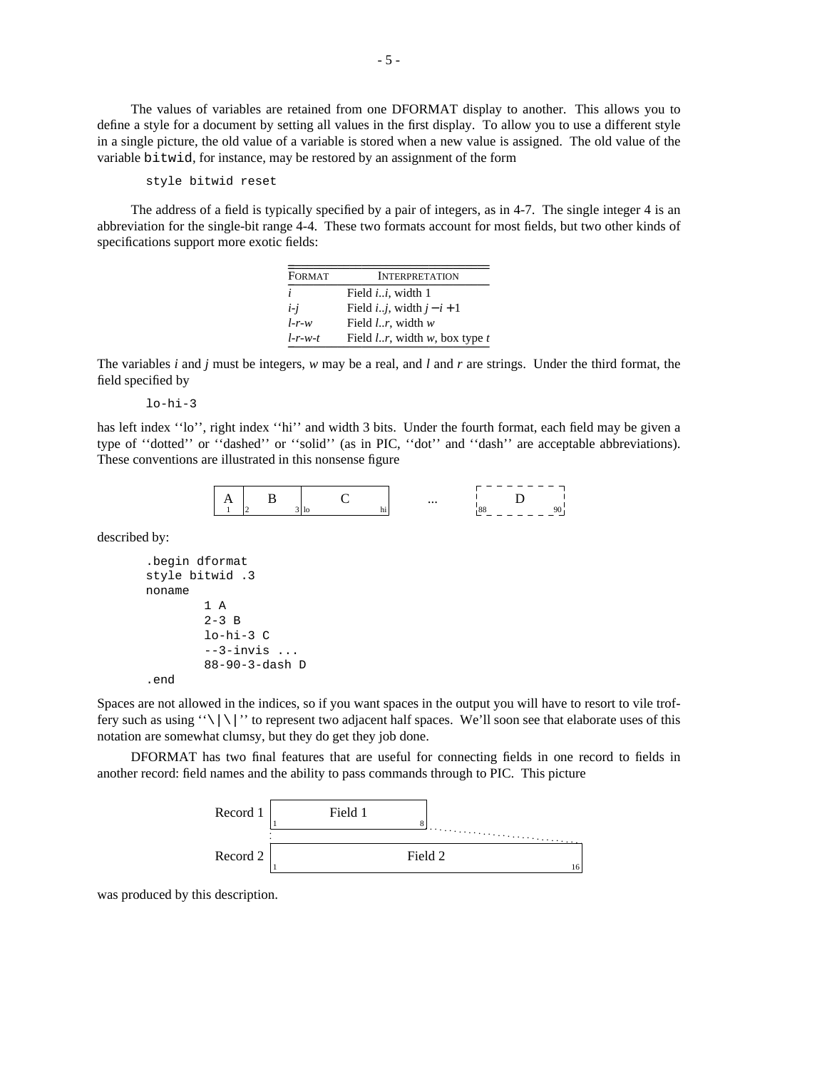The values of variables are retained from one DFORMAT display to another. This allows you to define a style for a document by setting all values in the first display. To allow you to use a different style in a single picture, the old value of a variable is stored when a new value is assigned. The old value of the variable `bitwid`, for instance, may be restored by an assignment of the form

```
style bitwid reset
```

The address of a field is typically specified by a pair of integers, as in 4-7. The single integer 4 is an abbreviation for the single-bit range 4-4. These two formats account for most fields, but two other kinds of specifications support more exotic fields:

| FORMAT | INTERPRETATION |
|---|---|
| *i* | Field *i..i*, width 1 |
| *i-j* | Field *i..j*, width $j - i + 1$ |
| *l-r-w* | Field *l..r*, width *w* |
| *l-r-w-t* | Field *l..r*, width *w*, box type *t* |

The variables *i* and *j* must be integers, *w* may be a real, and *l* and *r* are strings. Under the third format, the field specified by

```
lo-hi-3
```

has left index ''lo'', right index ''hi'' and width 3 bits. Under the fourth format, each field may be given a type of ''dotted'' or ''dashed'' or ''solid'' (as in PIC, ''dot'' and ''dash'' are acceptable abbreviations). These conventions are illustrated in this nonsense figure

| A | B | C | ... | D |
|---|---|---|---|---|
| 1 | 2 3 | lo hi | | 88 90 |

described by:

```
.begin dformat
style bitwid .3
noname
        1 A
        2-3 B
        lo-hi-3 C
        --3-invis ...
        88-90-3-dash D
.end
```

Spaces are not allowed in the indices, so if you want spaces in the output you will have to resort to vile troffery such as using ''\|\|'' to represent two adjacent half spaces. We'll soon see that elaborate uses of this notation are somewhat clumsy, but they do get they job done.

DFORMAT has two final features that are useful for connecting fields in one record to fields in another record: field names and the ability to pass commands through to PIC. This picture

| | |
|---|---|
| Record 1 | Field 1 (1 … 8) |
| Record 2 | Field 2 (1 … 16) |

was produced by this description.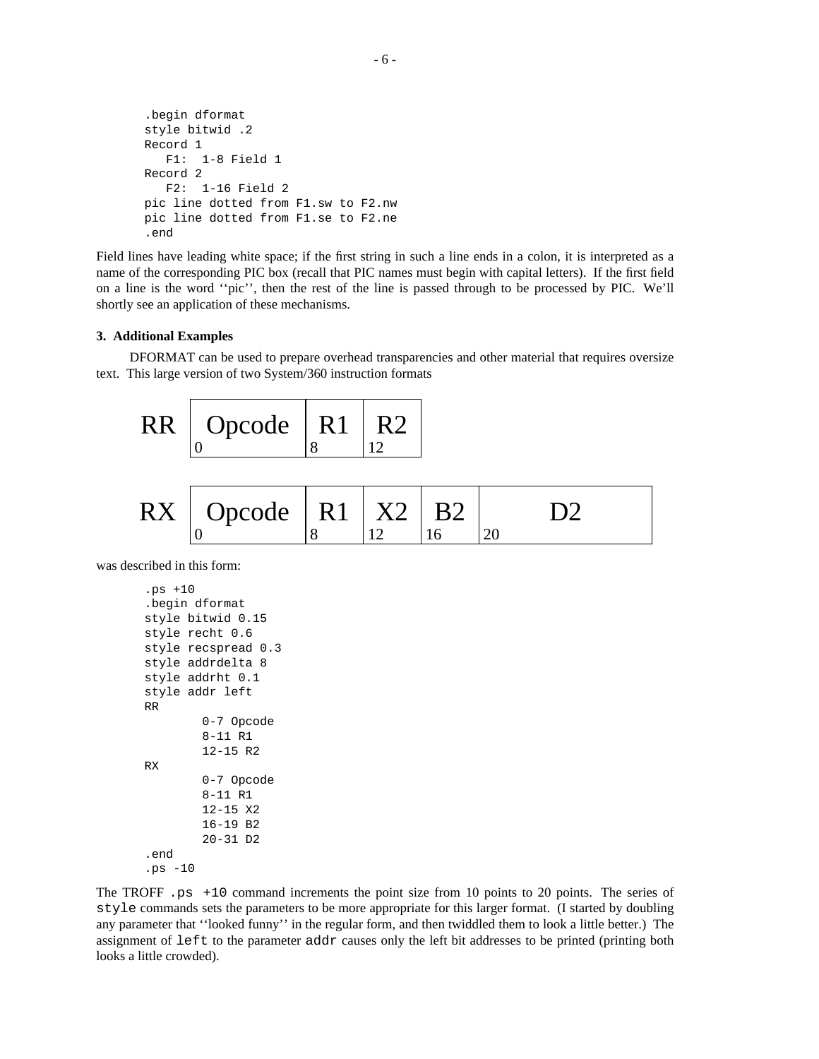```
.begin dformat
style bitwid .2
Record 1
   F1:  1-8 Field 1
Record 2
   F2:  1-16 Field 2
pic line dotted from F1.sw to F2.nw
pic line dotted from F1.se to F2.ne
.end
```

Field lines have leading white space; if the first string in such a line ends in a colon, it is interpreted as a name of the corresponding PIC box (recall that PIC names must begin with capital letters). If the first field on a line is the word ''pic'', then the rest of the line is passed through to be processed by PIC. We'll shortly see an application of these mechanisms.

### 3. Additional Examples

DFORMAT can be used to prepare overhead transparencies and other material that requires oversize text. This large version of two System/360 instruction formats

**RR**

| Opcode | R1 | R2 |
|---|---|---|
| 0 | 8 | 12 |

**RX**

| Opcode | R1 | X2 | B2 | D2 |
|---|---|---|---|---|
| 0 | 8 | 12 | 16 | 20 |

was described in this form:

```
.ps +10
.begin dformat
style bitwid 0.15
style recht 0.6
style recspread 0.3
style addrdelta 8
style addrht 0.1
style addr left
RR
        0-7 Opcode
        8-11 R1
        12-15 R2
RX
        0-7 Opcode
        8-11 R1
        12-15 X2
        16-19 B2
        20-31 D2
.end
.ps -10
```

The TROFF `.ps +10` command increments the point size from 10 points to 20 points. The series of `style` commands sets the parameters to be more appropriate for this larger format. (I started by doubling any parameter that ''looked funny'' in the regular form, and then twiddled them to look a little better.) The assignment of `left` to the parameter `addr` causes only the left bit addresses to be printed (printing both looks a little crowded).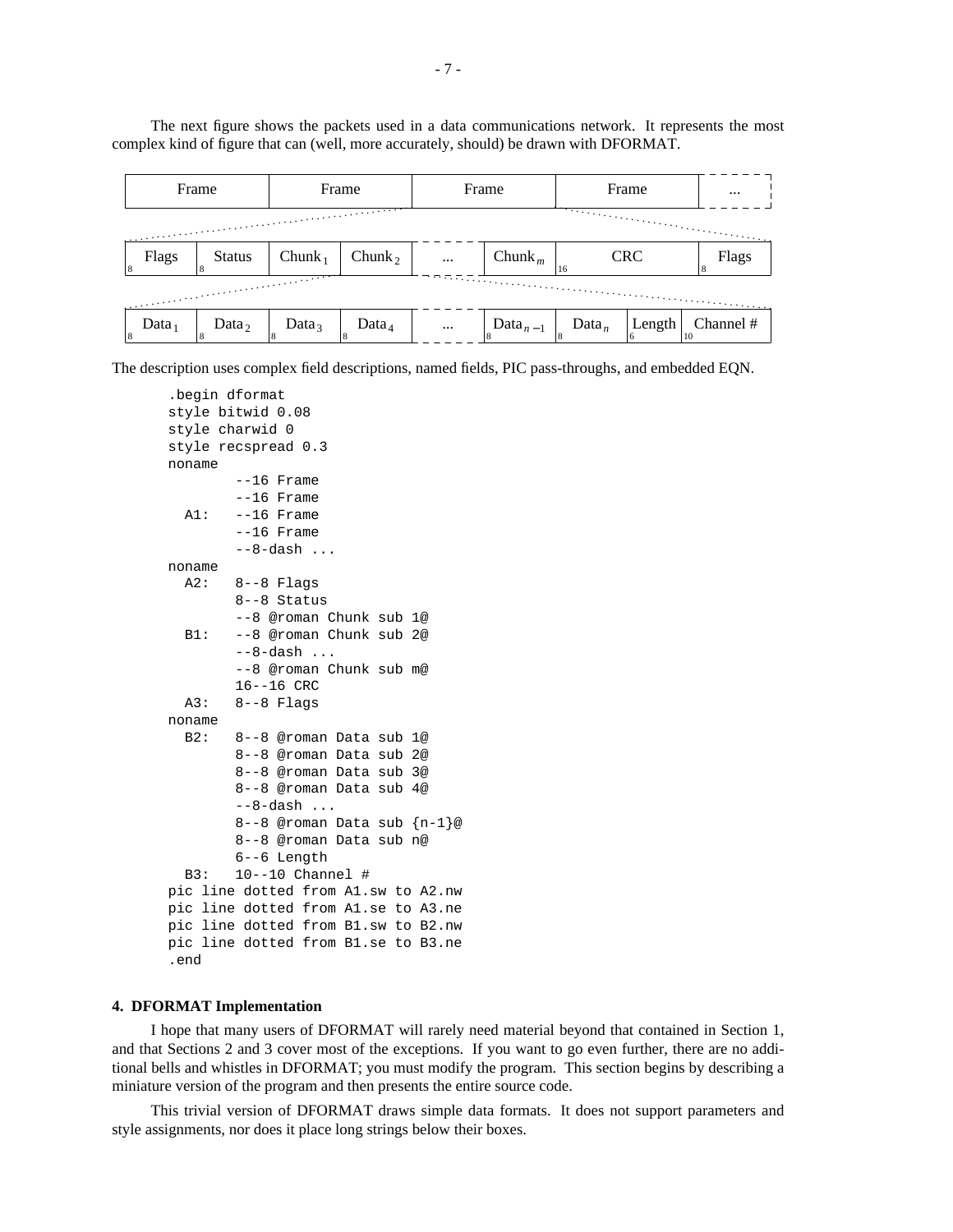The next figure shows the packets used in a data communications network. It represents the most complex kind of figure that can (well, more accurately, should) be drawn with DFORMAT.

| Frame | Frame | Frame | Frame | ... |
|---|---|---|---|---|

| Flags (8) | Status (8) | $\text{Chunk}_1$ | $\text{Chunk}_2$ | ... | $\text{Chunk}_m$ | CRC (16) | Flags (8) |
|---|---|---|---|---|---|---|---|

| $\text{Data}_1$ (8) | $\text{Data}_2$ (8) | $\text{Data}_3$ (8) | $\text{Data}_4$ (8) | ... | $\text{Data}_{n-1}$ (8) | $\text{Data}_n$ (8) | Length (6) | Channel # (10) |
|---|---|---|---|---|---|---|---|---|

The description uses complex field descriptions, named fields, PIC pass-throughs, and embedded EQN.

```
.begin dformat
style bitwid 0.08
style charwid 0
style recspread 0.3
noname
        --16 Frame
        --16 Frame
  A1:   --16 Frame
        --16 Frame
        --8-dash ...
noname
  A2:   8--8 Flags
        8--8 Status
        --8 @roman Chunk sub 1@
  B1:   --8 @roman Chunk sub 2@
        --8-dash ...
        --8 @roman Chunk sub m@
        16--16 CRC
  A3:   8--8 Flags
noname
  B2:   8--8 @roman Data sub 1@
        8--8 @roman Data sub 2@
        8--8 @roman Data sub 3@
        8--8 @roman Data sub 4@
        --8-dash ...
        8--8 @roman Data sub {n-1}@
        8--8 @roman Data sub n@
        6--6 Length
  B3:   10--10 Channel #
pic line dotted from A1.sw to A2.nw
pic line dotted from A1.se to A3.ne
pic line dotted from B1.sw to B2.nw
pic line dotted from B1.se to B3.ne
.end
```

## 4. DFORMAT Implementation

I hope that many users of DFORMAT will rarely need material beyond that contained in Section 1, and that Sections 2 and 3 cover most of the exceptions. If you want to go even further, there are no additional bells and whistles in DFORMAT; you must modify the program. This section begins by describing a miniature version of the program and then presents the entire source code.

This trivial version of DFORMAT draws simple data formats. It does not support parameters and style assignments, nor does it place long strings below their boxes.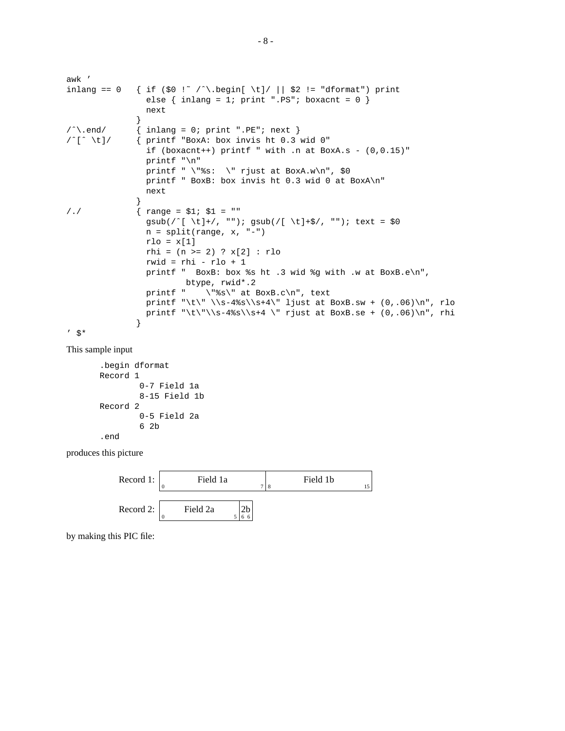```
awk '
inlang == 0   { if ($0 !~ /^\.begin[ \t]/ || $2 != "dformat") print
                else { inlang = 1; print ".PS"; boxacnt = 0 }
                next
              }
/^\.end/      { inlang = 0; print ".PE"; next }
/^[^ \t]/     { printf "BoxA: box invis ht 0.3 wid 0"
                if (boxacnt++) printf " with .n at BoxA.s - (0,0.15)"
                printf "\n"
                printf " \"%s:  \" rjust at BoxA.w\n", $0
                printf " BoxB: box invis ht 0.3 wid 0 at BoxA\n"
                next
              }
/./           { range = $1; $1 = ""
                gsub(/^[ \t]+/, ""); gsub(/[ \t]+$/, ""); text = $0
                n = split(range, x, "-")
                rlo = x[1]
                rhi = (n >= 2) ? x[2] : rlo
                rwid = rhi - rlo + 1
                printf "  BoxB: box %s ht .3 wid %g with .w at BoxB.e\n",
                        btype, rwid*.2
                printf "    \"%s\" at BoxB.c\n", text
                printf "\t\" \\s-4%s\\s+4\" ljust at BoxB.sw + (0,.06)\n", rlo
                printf "\t\"\\s-4%s\\s+4 \" rjust at BoxB.se + (0,.06)\n", rhi
              }
' $*
```

This sample input

```
.begin dformat
Record 1
        0-7 Field 1a
        8-15 Field 1b
Record 2
        0-5 Field 2a
        6 2b
.end
```

produces this picture

| Record 1: | Field 1a (0–7) | Field 1b (8–15) |
|---|---|---|
| Record 2: | Field 2a (0–5) | 2b (6–6) |

by making this PIC file: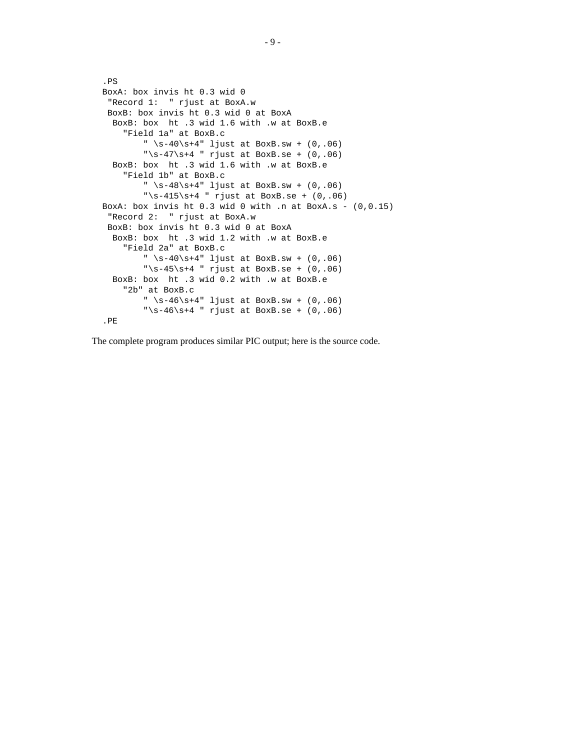```
.PS
BoxA: box invis ht 0.3 wid 0
 "Record 1:  " rjust at BoxA.w
 BoxB: box invis ht 0.3 wid 0 at BoxA
  BoxB: box  ht .3 wid 1.6 with .w at BoxB.e
    "Field 1a" at BoxB.c
        " \s-40\s+4" ljust at BoxB.sw + (0,.06)
        "\s-47\s+4 " rjust at BoxB.se + (0,.06)
  BoxB: box  ht .3 wid 1.6 with .w at BoxB.e
    "Field 1b" at BoxB.c
        " \s-48\s+4" ljust at BoxB.sw + (0,.06)
        "\s-415\s+4 " rjust at BoxB.se + (0,.06)
BoxA: box invis ht 0.3 wid 0 with .n at BoxA.s - (0,0.15)
 "Record 2:  " rjust at BoxA.w
 BoxB: box invis ht 0.3 wid 0 at BoxA
  BoxB: box  ht .3 wid 1.2 with .w at BoxB.e
    "Field 2a" at BoxB.c
        " \s-40\s+4" ljust at BoxB.sw + (0,.06)
        "\s-45\s+4 " rjust at BoxB.se + (0,.06)
  BoxB: box  ht .3 wid 0.2 with .w at BoxB.e
    "2b" at BoxB.c
        " \s-46\s+4" ljust at BoxB.sw + (0,.06)
        "\s-46\s+4 " rjust at BoxB.se + (0,.06)
.PE
```

The complete program produces similar PIC output; here is the source code.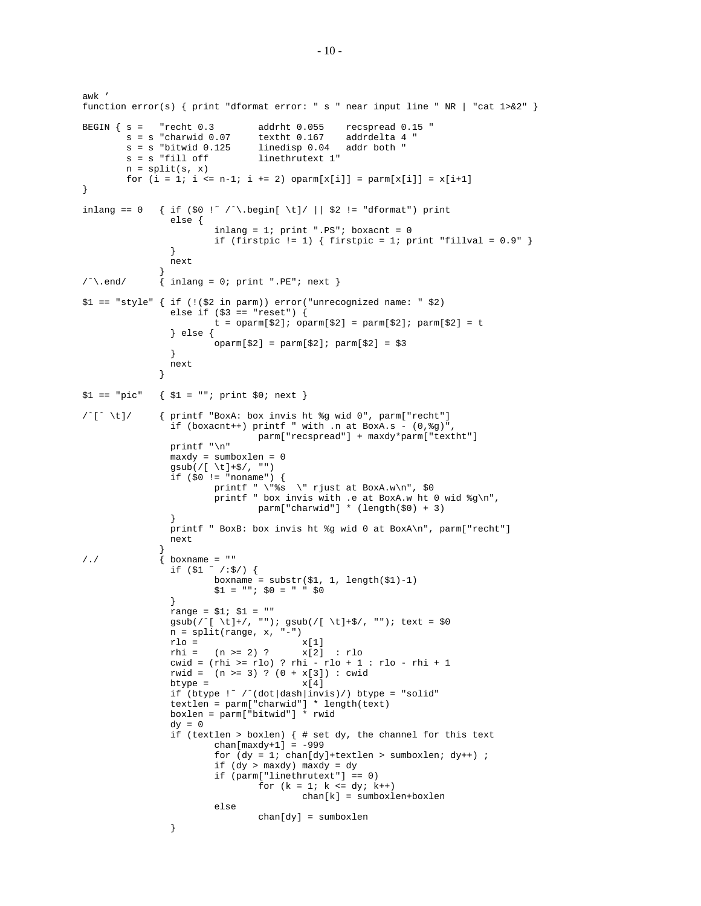```
awk '
function error(s) { print "dformat error: " s " near input line " NR | "cat 1>&2" }

BEGIN { s =   "recht 0.3        addrht 0.055    recspread 0.15 "
        s = s "charwid 0.07     textht 0.167    addrdelta 4 "
        s = s "bitwid 0.125     linedisp 0.04   addr both "
        s = s "fill off         linethrutext 1"
        n = split(s, x)
        for (i = 1; i <= n-1; i += 2) oparm[x[i]] = parm[x[i]] = x[i+1]
}

inlang == 0   { if ($0 !~ /^\.begin[ \t]/ || $2 != "dformat") print
                else {
                        inlang = 1; print ".PS"; boxacnt = 0
                        if (firstpic != 1) { firstpic = 1; print "fillval = 0.9" }
                }
                next
              }
/^\.end/      { inlang = 0; print ".PE"; next }

$1 == "style" { if (!($2 in parm)) error("unrecognized name: " $2)
                else if ($3 == "reset") {
                        t = oparm[$2]; oparm[$2] = parm[$2]; parm[$2] = t
                } else {
                        oparm[$2] = parm[$2]; parm[$2] = $3
                }
                next
              }

$1 == "pic"   { $1 = ""; print $0; next }

/^[^ \t]/     { printf "BoxA: box invis ht %g wid 0", parm["recht"]
                if (boxacnt++) printf " with .n at BoxA.s - (0,%g)",
                        parm["recspread"] + maxdy*parm["textht"]
                printf "\n"
                maxdy = sumboxlen = 0
                gsub(/[ \t]+$/, "")
                if ($0 != "noname") {
                        printf " \"%s  \" rjust at BoxA.w\n", $0
                        printf " box invis with .e at BoxA.w ht 0 wid %g\n",
                                parm["charwid"] * (length($0) + 3)
                }
                printf " BoxB: box invis ht %g wid 0 at BoxA\n", parm["recht"]
                next
              }
/./           { boxname = ""
                if ($1 ~ /:$/) {
                        boxname = substr($1, 1, length($1)-1)
                        $1 = ""; $0 = " " $0
                }
                range = $1; $1 = ""
                gsub(/^[ \t]+/, ""); gsub(/[ \t]+$/, ""); text = $0
                n = split(range, x, "-")
                rlo =                   x[1]
                rhi =   (n >= 2) ?      x[2]  : rlo
                cwid = (rhi >= rlo) ? rhi - rlo + 1 : rlo - rhi + 1
                rwid =  (n >= 3) ? (0 + x[3]) : cwid
                btype =                 x[4]
                if (btype !~ /^(dot|dash|invis)/) btype = "solid"
                textlen = parm["charwid"] * length(text)
                boxlen = parm["bitwid"] * rwid
                dy = 0
                if (textlen > boxlen) { # set dy, the channel for this text
                        chan[maxdy+1] = -999
                        for (dy = 1; chan[dy]+textlen > sumboxlen; dy++) ;
                        if (dy > maxdy) maxdy = dy
                        if (parm["linethrutext"] == 0)
                                for (k = 1; k <= dy; k++)
                                        chan[k] = sumboxlen+boxlen
                        else
                                chan[dy] = sumboxlen
                }
```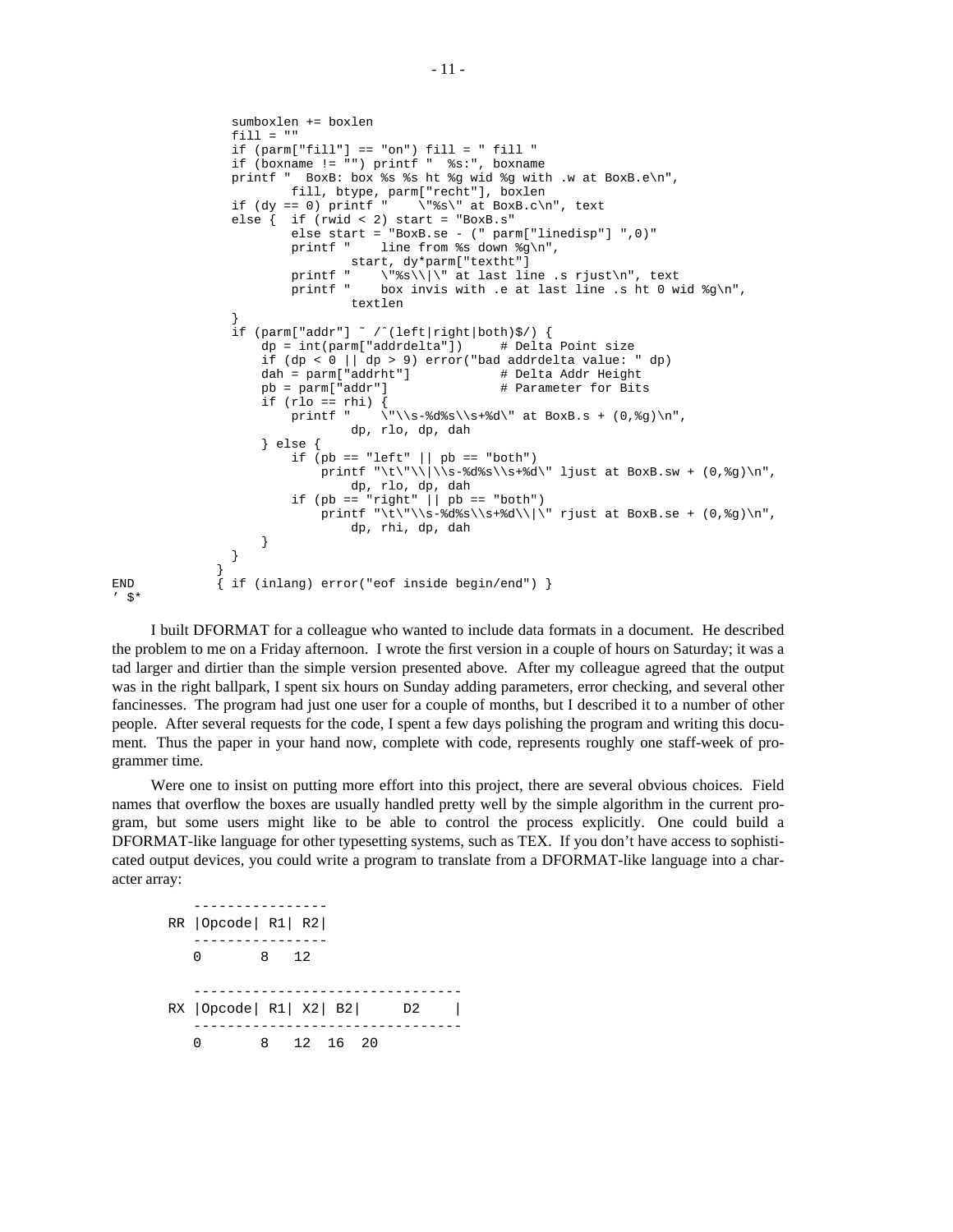```
                sumboxlen += boxlen
                fill = ""
                if (parm["fill"] == "on") fill = " fill "
                if (boxname != "") printf "  %s:", boxname
                printf "  BoxB: box %s %s ht %g wid %g with .w at BoxB.e\n",
                        fill, btype, parm["recht"], boxlen
                if (dy == 0) printf "    \"%s\" at BoxB.c\n", text
                else {  if (rwid < 2) start = "BoxB.s"
                        else start = "BoxB.se - (" parm["linedisp"] ",0)"
                        printf "    line from %s down %g\n",
                                start, dy*parm["textht"]
                        printf "    \"%s\\|\" at last line .s rjust\n", text
                        printf "    box invis with .e at last line .s ht 0 wid %g\n",
                                textlen
                }
                if (parm["addr"] ~ /^(left|right|both)$/) {
                    dp = int(parm["addrdelta"])     # Delta Point size
                    if (dp < 0 || dp > 9) error("bad addrdelta value: " dp)
                    dah = parm["addrht"]            # Delta Addr Height
                    pb = parm["addr"]               # Parameter for Bits
                    if (rlo == rhi) {
                        printf "    \"\\s-%d%s\\s+%d\" at BoxB.s + (0,%g)\n",
                                dp, rlo, dp, dah
                    } else {
                        if (pb == "left" || pb == "both")
                            printf "\t\"\\|\\s-%d%s\\s+%d\" ljust at BoxB.sw + (0,%g)\n",
                                dp, rlo, dp, dah
                        if (pb == "right" || pb == "both")
                            printf "\t\"\\s-%d%s\\s+%d\\|\" rjust at BoxB.se + (0,%g)\n",
                                dp, rhi, dp, dah
                    }
                }
              }
END           { if (inlang) error("eof inside begin/end") }
' $*
```

I built DFORMAT for a colleague who wanted to include data formats in a document. He described the problem to me on a Friday afternoon. I wrote the first version in a couple of hours on Saturday; it was a tad larger and dirtier than the simple version presented above. After my colleague agreed that the output was in the right ballpark, I spent six hours on Sunday adding parameters, error checking, and several other fancinesses. The program had just one user for a couple of months, but I described it to a number of other people. After several requests for the code, I spent a few days polishing the program and writing this document. Thus the paper in your hand now, complete with code, represents roughly one staff-week of programmer time.

Were one to insist on putting more effort into this project, there are several obvious choices. Field names that overflow the boxes are usually handled pretty well by the simple algorithm in the current program, but some users might like to be able to control the process explicitly. One could build a DFORMAT-like language for other typesetting systems, such as TEX. If you don't have access to sophisticated output devices, you could write a program to translate from a DFORMAT-like language into a character array:

```
    ----------------
 RR |Opcode| R1| R2|
    ----------------
    0       8   12

    --------------------------------
 RX |Opcode| R1| X2| B2|     D2    |
    --------------------------------
    0       8   12  16  20
```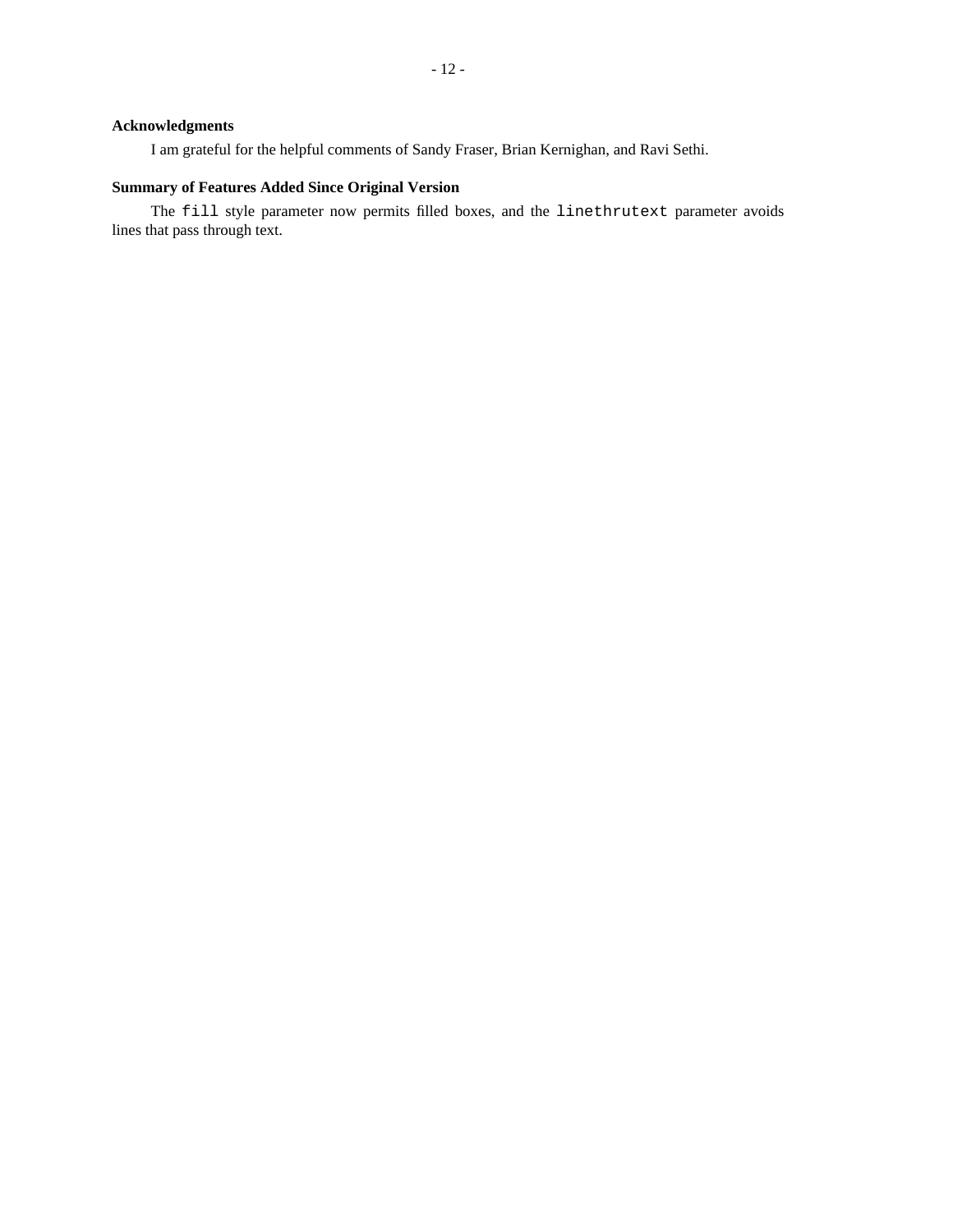**Acknowledgments**

I am grateful for the helpful comments of Sandy Fraser, Brian Kernighan, and Ravi Sethi.

**Summary of Features Added Since Original Version**

The `fill` style parameter now permits filled boxes, and the `linethrutext` parameter avoids lines that pass through text.